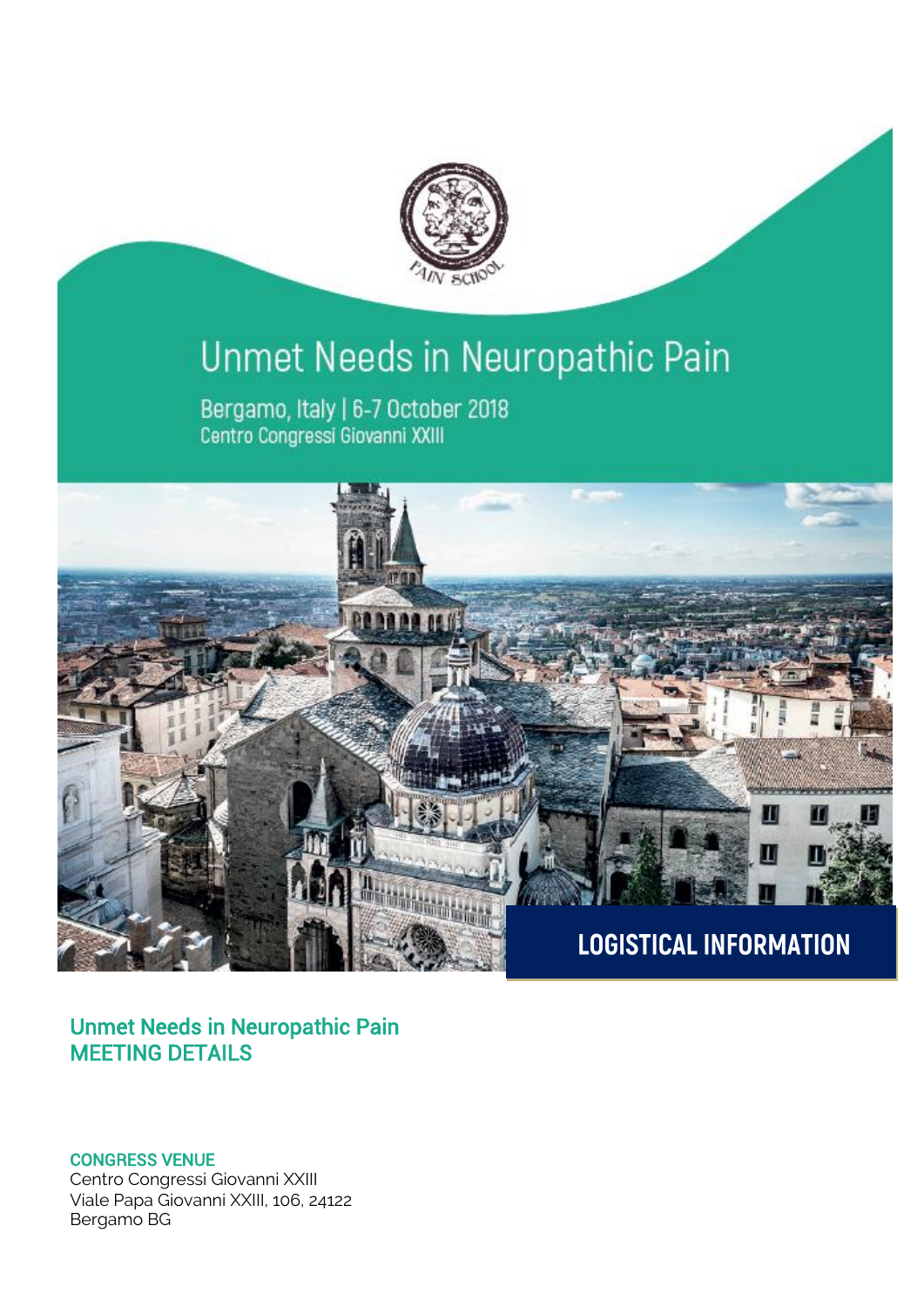# Unmet Needs in Neuropathic Pain

Bergamo, Italy | 6-7 October 2018
Centro Congressi Giovanni XXIII

**LOGISTICAL INFORMATION**

## Unmet Needs in Neuropathic Pain
## MEETING DETAILS

**CONGRESS VENUE**
Centro Congressi Giovanni XXIII
Viale Papa Giovanni XXIII, 106, 24122
Bergamo BG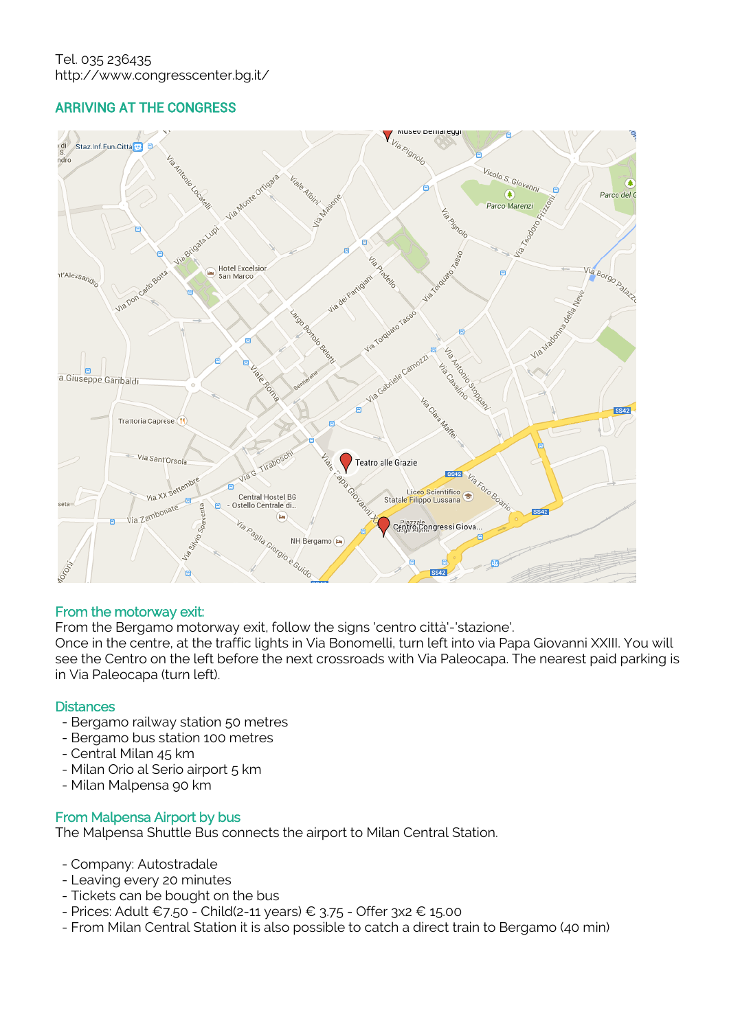Tel. 035 236435
http://www.congresscenter.bg.it/

## ARRIVING AT THE CONGRESS

### From the motorway exit:

From the Bergamo motorway exit, follow the signs 'centro città'-'stazione'.
Once in the centre, at the traffic lights in Via Bonomelli, turn left into via Papa Giovanni XXIII. You will see the Centro on the left before the next crossroads with Via Paleocapa. The nearest paid parking is in Via Paleocapa (turn left).

### Distances

- Bergamo railway station 50 metres
- Bergamo bus station 100 metres
- Central Milan 45 km
- Milan Orio al Serio airport 5 km
- Milan Malpensa 90 km

### From Malpensa Airport by bus

The Malpensa Shuttle Bus connects the airport to Milan Central Station.

- Company: Autostradale
- Leaving every 20 minutes
- Tickets can be bought on the bus
- Prices: Adult €7.50 - Child(2-11 years) € 3.75 - Offer 3x2 € 15.00
- From Milan Central Station it is also possible to catch a direct train to Bergamo (40 min)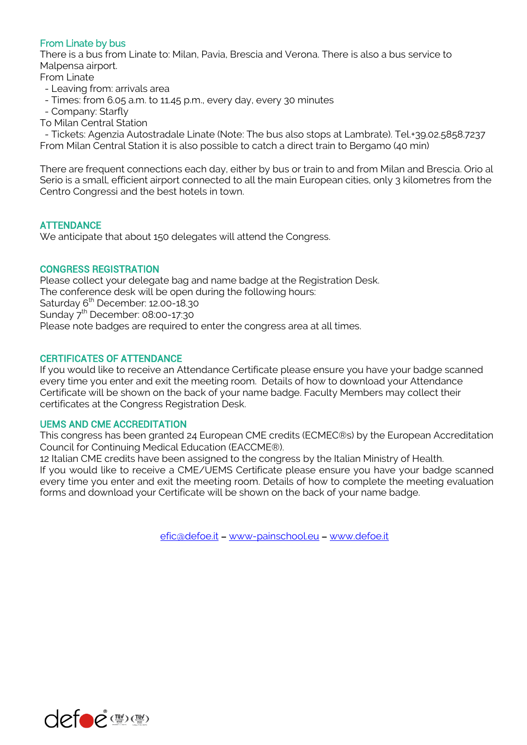### From Linate by bus

There is a bus from Linate to: Milan, Pavia, Brescia and Verona. There is also a bus service to Malpensa airport.

From Linate

- Leaving from: arrivals area
- Times: from 6.05 a.m. to 11.45 p.m., every day, every 30 minutes
- Company: Starfly

To Milan Central Station

- Tickets: Agenzia Autostradale Linate (Note: The bus also stops at Lambrate). Tel.+39.02.5858.7237

From Milan Central Station it is also possible to catch a direct train to Bergamo (40 min)

There are frequent connections each day, either by bus or train to and from Milan and Brescia. Orio al Serio is a small, efficient airport connected to all the main European cities, only 3 kilometres from the Centro Congressi and the best hotels in town.

## ATTENDANCE

We anticipate that about 150 delegates will attend the Congress.

## CONGRESS REGISTRATION

Please collect your delegate bag and name badge at the Registration Desk.
The conference desk will be open during the following hours:
Saturday 6th December: 12.00-18.30
Sunday 7th December: 08:00-17:30
Please note badges are required to enter the congress area at all times.

## CERTIFICATES OF ATTENDANCE

If you would like to receive an Attendance Certificate please ensure you have your badge scanned every time you enter and exit the meeting room. Details of how to download your Attendance Certificate will be shown on the back of your name badge. Faculty Members may collect their certificates at the Congress Registration Desk.

## UEMS AND CME ACCREDITATION

This congress has been granted 24 European CME credits (ECMEC®s) by the European Accreditation Council for Continuing Medical Education (EACCME®).
12 Italian CME credits have been assigned to the congress by the Italian Ministry of Health.
If you would like to receive a CME/UEMS Certificate please ensure you have your badge scanned every time you enter and exit the meeting room. Details of how to complete the meeting evaluation forms and download your Certificate will be shown on the back of your name badge.

efic@defoe.it – www-painschool.eu – www.defoe.it